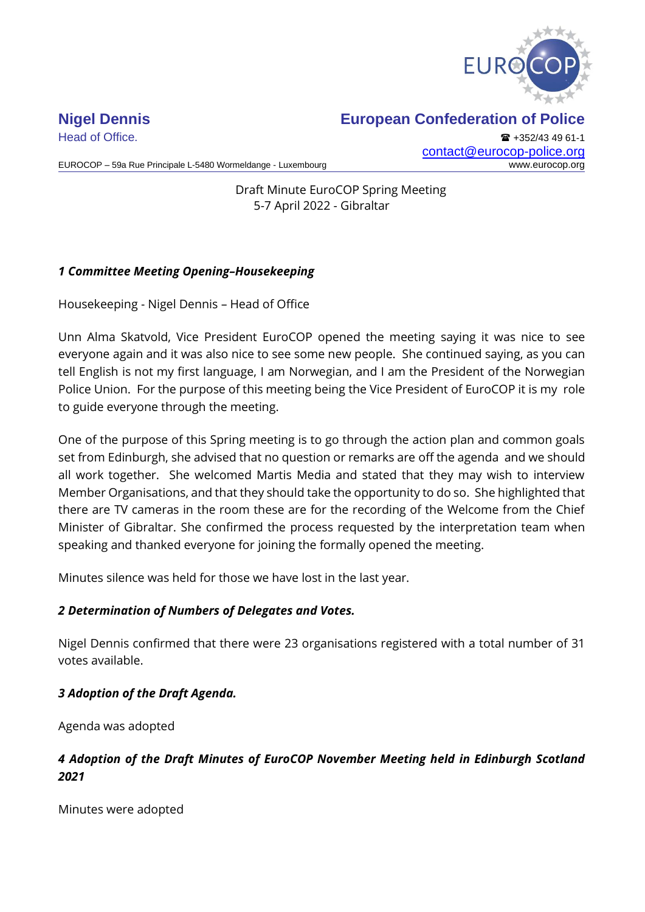**Nigel Dennis**
Head of Office.

**European Confederation of Police**
☎ +352/43 49 61-1
contact@eurocop-police.org
www.eurocop.org

EUROCOP – 59a Rue Principale L-5480 Wormeldange - Luxembourg

Draft Minute EuroCOP Spring Meeting
5-7 April 2022 - Gibraltar

### *1 Committee Meeting Opening–Housekeeping*

Housekeeping - Nigel Dennis – Head of Office

Unn Alma Skatvold, Vice President EuroCOP opened the meeting saying it was nice to see everyone again and it was also nice to see some new people. She continued saying, as you can tell English is not my first language, I am Norwegian, and I am the President of the Norwegian Police Union. For the purpose of this meeting being the Vice President of EuroCOP it is my role to guide everyone through the meeting.

One of the purpose of this Spring meeting is to go through the action plan and common goals set from Edinburgh, she advised that no question or remarks are off the agenda and we should all work together. She welcomed Martis Media and stated that they may wish to interview Member Organisations, and that they should take the opportunity to do so. She highlighted that there are TV cameras in the room these are for the recording of the Welcome from the Chief Minister of Gibraltar. She confirmed the process requested by the interpretation team when speaking and thanked everyone for joining the formally opened the meeting.

Minutes silence was held for those we have lost in the last year.

### *2 Determination of Numbers of Delegates and Votes.*

Nigel Dennis confirmed that there were 23 organisations registered with a total number of 31 votes available.

### *3 Adoption of the Draft Agenda.*

Agenda was adopted

### *4 Adoption of the Draft Minutes of EuroCOP November Meeting held in Edinburgh Scotland 2021*

Minutes were adopted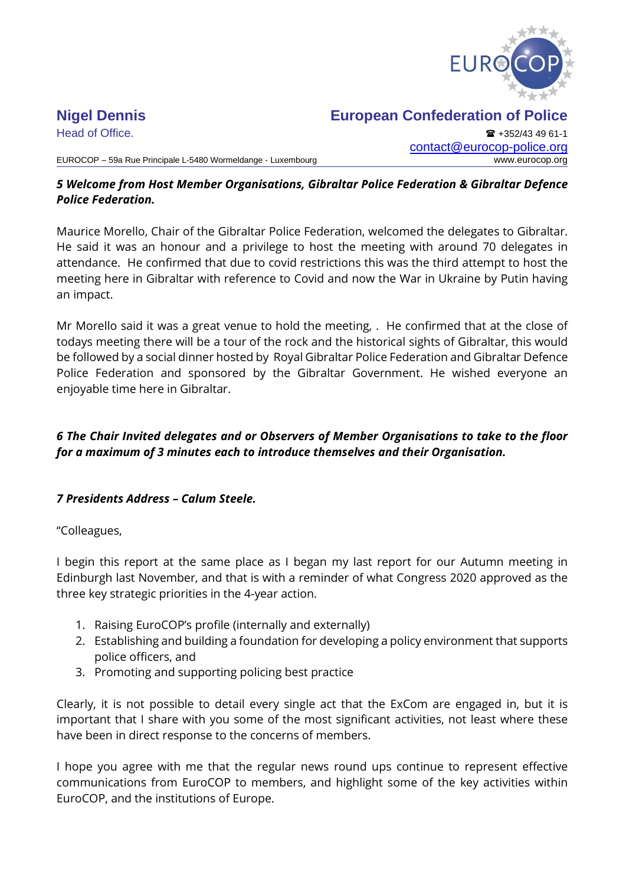### *5 Welcome from Host Member Organisations, Gibraltar Police Federation & Gibraltar Defence Police Federation.*

Maurice Morello, Chair of the Gibraltar Police Federation, welcomed the delegates to Gibraltar. He said it was an honour and a privilege to host the meeting with around 70 delegates in attendance. He confirmed that due to covid restrictions this was the third attempt to host the meeting here in Gibraltar with reference to Covid and now the War in Ukraine by Putin having an impact.

Mr Morello said it was a great venue to hold the meeting, . He confirmed that at the close of todays meeting there will be a tour of the rock and the historical sights of Gibraltar, this would be followed by a social dinner hosted by Royal Gibraltar Police Federation and Gibraltar Defence Police Federation and sponsored by the Gibraltar Government. He wished everyone an enjoyable time here in Gibraltar.

### *6 The Chair Invited delegates and or Observers of Member Organisations to take to the floor for a maximum of 3 minutes each to introduce themselves and their Organisation.*

### *7 Presidents Address – Calum Steele.*

"Colleagues,

I begin this report at the same place as I began my last report for our Autumn meeting in Edinburgh last November, and that is with a reminder of what Congress 2020 approved as the three key strategic priorities in the 4-year action.

1. Raising EuroCOP's profile (internally and externally)
2. Establishing and building a foundation for developing a policy environment that supports police officers, and
3. Promoting and supporting policing best practice

Clearly, it is not possible to detail every single act that the ExCom are engaged in, but it is important that I share with you some of the most significant activities, not least where these have been in direct response to the concerns of members.

I hope you agree with me that the regular news round ups continue to represent effective communications from EuroCOP to members, and highlight some of the key activities within EuroCOP, and the institutions of Europe.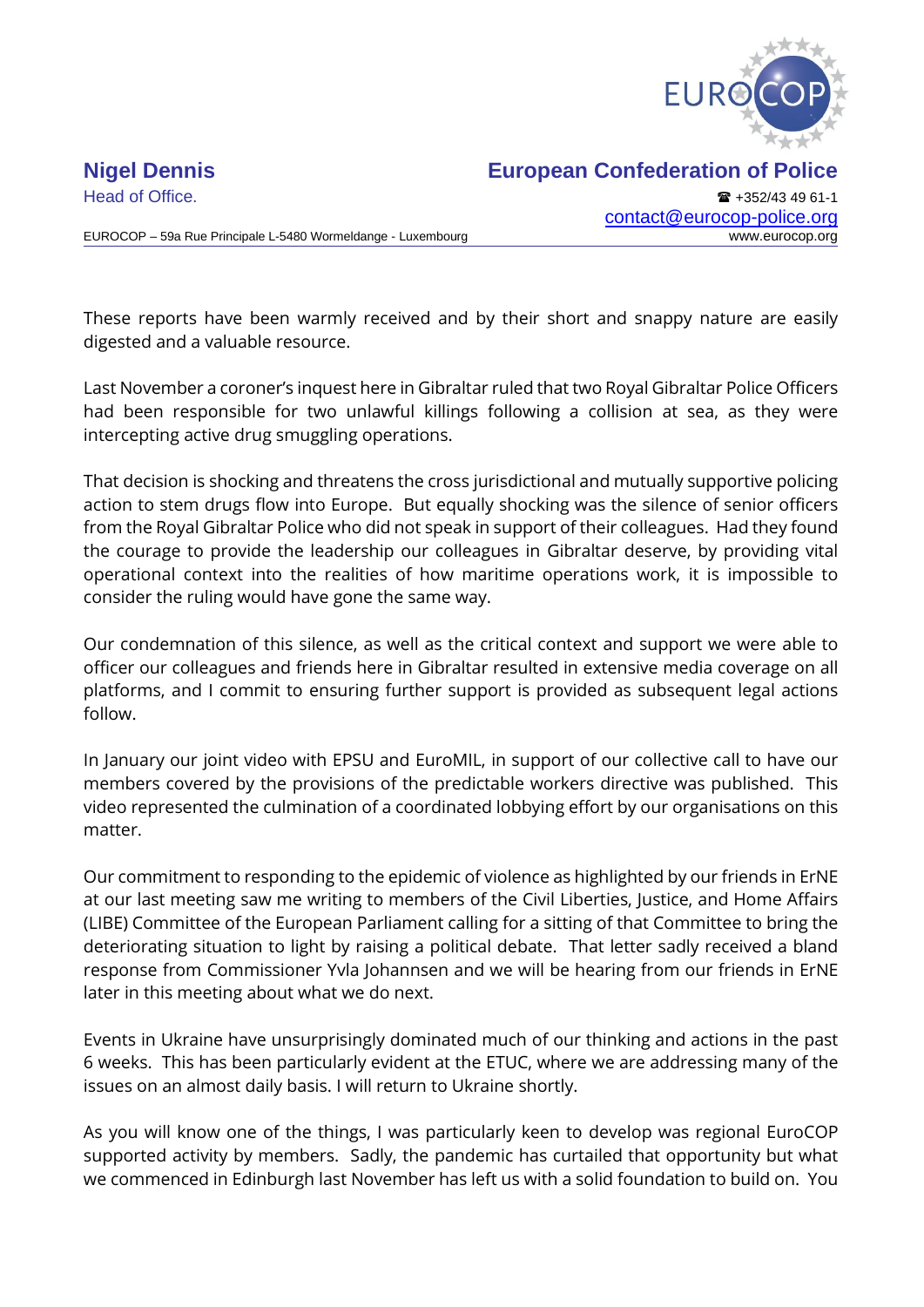These reports have been warmly received and by their short and snappy nature are easily digested and a valuable resource.

Last November a coroner's inquest here in Gibraltar ruled that two Royal Gibraltar Police Officers had been responsible for two unlawful killings following a collision at sea, as they were intercepting active drug smuggling operations.

That decision is shocking and threatens the cross jurisdictional and mutually supportive policing action to stem drugs flow into Europe. But equally shocking was the silence of senior officers from the Royal Gibraltar Police who did not speak in support of their colleagues. Had they found the courage to provide the leadership our colleagues in Gibraltar deserve, by providing vital operational context into the realities of how maritime operations work, it is impossible to consider the ruling would have gone the same way.

Our condemnation of this silence, as well as the critical context and support we were able to officer our colleagues and friends here in Gibraltar resulted in extensive media coverage on all platforms, and I commit to ensuring further support is provided as subsequent legal actions follow.

In January our joint video with EPSU and EuroMIL, in support of our collective call to have our members covered by the provisions of the predictable workers directive was published. This video represented the culmination of a coordinated lobbying effort by our organisations on this matter.

Our commitment to responding to the epidemic of violence as highlighted by our friends in ErNE at our last meeting saw me writing to members of the Civil Liberties, Justice, and Home Affairs (LIBE) Committee of the European Parliament calling for a sitting of that Committee to bring the deteriorating situation to light by raising a political debate. That letter sadly received a bland response from Commissioner Yvla Johannsen and we will be hearing from our friends in ErNE later in this meeting about what we do next.

Events in Ukraine have unsurprisingly dominated much of our thinking and actions in the past 6 weeks. This has been particularly evident at the ETUC, where we are addressing many of the issues on an almost daily basis. I will return to Ukraine shortly.

As you will know one of the things, I was particularly keen to develop was regional EuroCOP supported activity by members. Sadly, the pandemic has curtailed that opportunity but what we commenced in Edinburgh last November has left us with a solid foundation to build on. You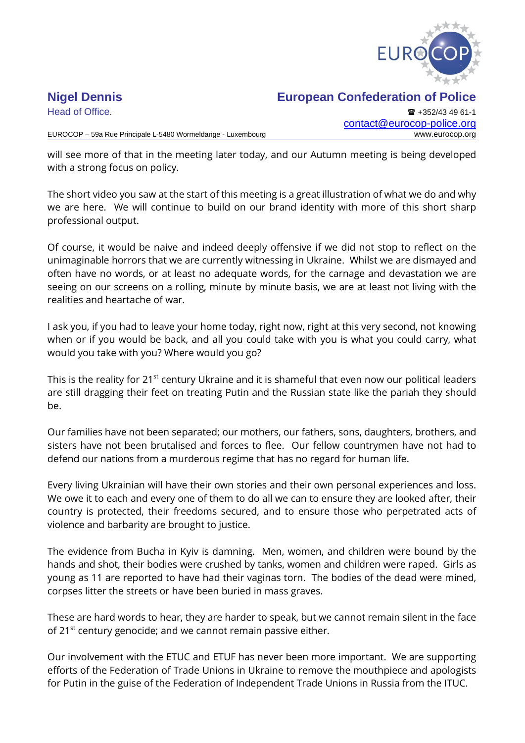will see more of that in the meeting later today, and our Autumn meeting is being developed with a strong focus on policy.

The short video you saw at the start of this meeting is a great illustration of what we do and why we are here. We will continue to build on our brand identity with more of this short sharp professional output.

Of course, it would be naive and indeed deeply offensive if we did not stop to reflect on the unimaginable horrors that we are currently witnessing in Ukraine. Whilst we are dismayed and often have no words, or at least no adequate words, for the carnage and devastation we are seeing on our screens on a rolling, minute by minute basis, we are at least not living with the realities and heartache of war.

I ask you, if you had to leave your home today, right now, right at this very second, not knowing when or if you would be back, and all you could take with you is what you could carry, what would you take with you? Where would you go?

This is the reality for 21st century Ukraine and it is shameful that even now our political leaders are still dragging their feet on treating Putin and the Russian state like the pariah they should be.

Our families have not been separated; our mothers, our fathers, sons, daughters, brothers, and sisters have not been brutalised and forces to flee. Our fellow countrymen have not had to defend our nations from a murderous regime that has no regard for human life.

Every living Ukrainian will have their own stories and their own personal experiences and loss. We owe it to each and every one of them to do all we can to ensure they are looked after, their country is protected, their freedoms secured, and to ensure those who perpetrated acts of violence and barbarity are brought to justice.

The evidence from Bucha in Kyiv is damning. Men, women, and children were bound by the hands and shot, their bodies were crushed by tanks, women and children were raped. Girls as young as 11 are reported to have had their vaginas torn. The bodies of the dead were mined, corpses litter the streets or have been buried in mass graves.

These are hard words to hear, they are harder to speak, but we cannot remain silent in the face of 21st century genocide; and we cannot remain passive either.

Our involvement with the ETUC and ETUF has never been more important. We are supporting efforts of the Federation of Trade Unions in Ukraine to remove the mouthpiece and apologists for Putin in the guise of the Federation of Independent Trade Unions in Russia from the ITUC.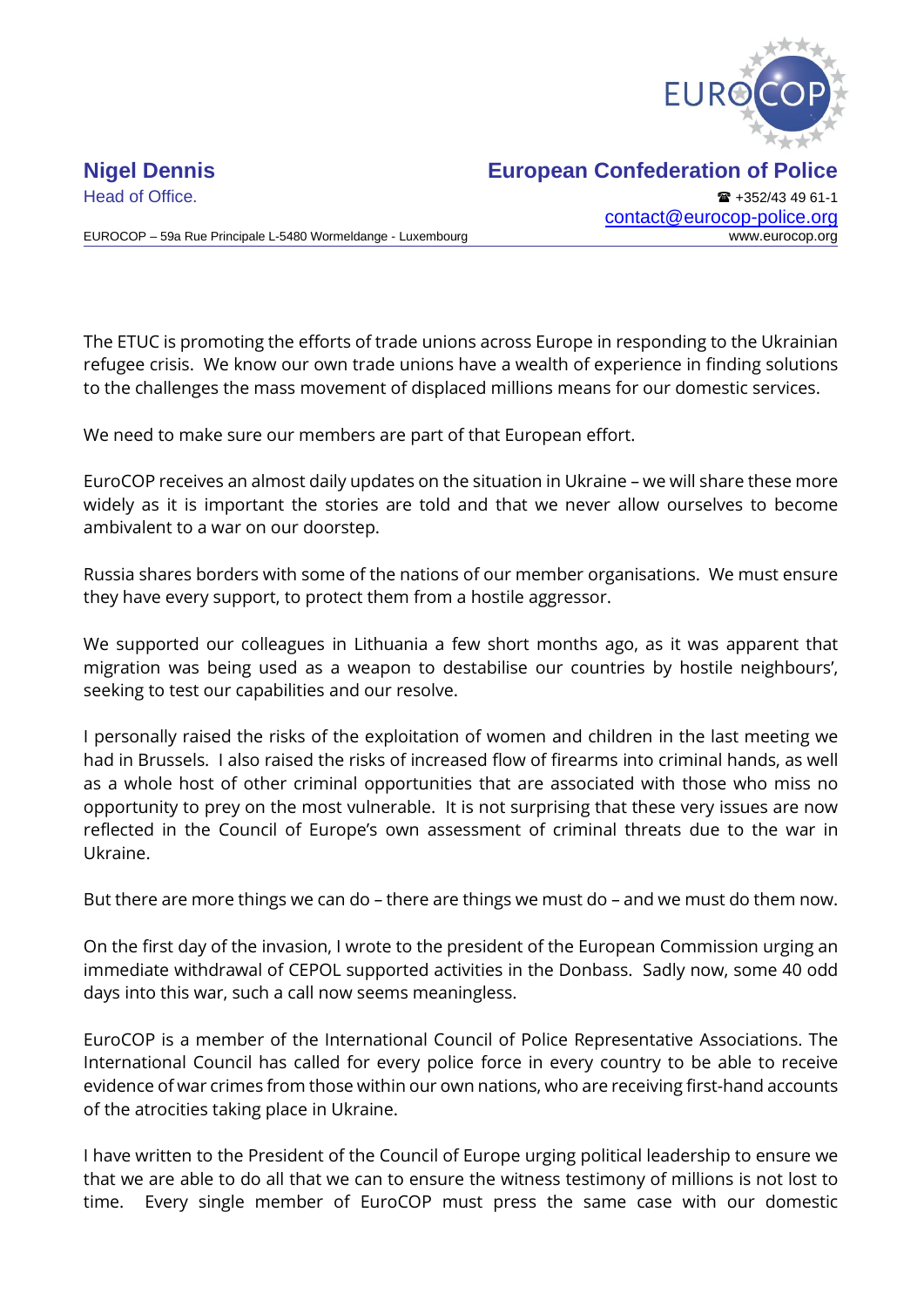The ETUC is promoting the efforts of trade unions across Europe in responding to the Ukrainian refugee crisis. We know our own trade unions have a wealth of experience in finding solutions to the challenges the mass movement of displaced millions means for our domestic services.

We need to make sure our members are part of that European effort.

EuroCOP receives an almost daily updates on the situation in Ukraine – we will share these more widely as it is important the stories are told and that we never allow ourselves to become ambivalent to a war on our doorstep.

Russia shares borders with some of the nations of our member organisations. We must ensure they have every support, to protect them from a hostile aggressor.

We supported our colleagues in Lithuania a few short months ago, as it was apparent that migration was being used as a weapon to destabilise our countries by hostile neighbours', seeking to test our capabilities and our resolve.

I personally raised the risks of the exploitation of women and children in the last meeting we had in Brussels. I also raised the risks of increased flow of firearms into criminal hands, as well as a whole host of other criminal opportunities that are associated with those who miss no opportunity to prey on the most vulnerable. It is not surprising that these very issues are now reflected in the Council of Europe's own assessment of criminal threats due to the war in Ukraine.

But there are more things we can do – there are things we must do – and we must do them now.

On the first day of the invasion, I wrote to the president of the European Commission urging an immediate withdrawal of CEPOL supported activities in the Donbass. Sadly now, some 40 odd days into this war, such a call now seems meaningless.

EuroCOP is a member of the International Council of Police Representative Associations. The International Council has called for every police force in every country to be able to receive evidence of war crimes from those within our own nations, who are receiving first-hand accounts of the atrocities taking place in Ukraine.

I have written to the President of the Council of Europe urging political leadership to ensure we that we are able to do all that we can to ensure the witness testimony of millions is not lost to time. Every single member of EuroCOP must press the same case with our domestic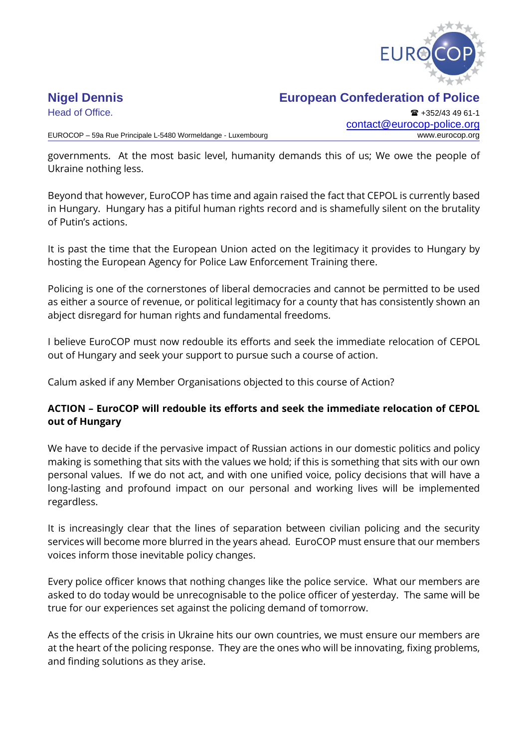governments. At the most basic level, humanity demands this of us; We owe the people of Ukraine nothing less.

Beyond that however, EuroCOP has time and again raised the fact that CEPOL is currently based in Hungary. Hungary has a pitiful human rights record and is shamefully silent on the brutality of Putin's actions.

It is past the time that the European Union acted on the legitimacy it provides to Hungary by hosting the European Agency for Police Law Enforcement Training there.

Policing is one of the cornerstones of liberal democracies and cannot be permitted to be used as either a source of revenue, or political legitimacy for a county that has consistently shown an abject disregard for human rights and fundamental freedoms.

I believe EuroCOP must now redouble its efforts and seek the immediate relocation of CEPOL out of Hungary and seek your support to pursue such a course of action.

Calum asked if any Member Organisations objected to this course of Action?

**ACTION – EuroCOP will redouble its efforts and seek the immediate relocation of CEPOL out of Hungary**

We have to decide if the pervasive impact of Russian actions in our domestic politics and policy making is something that sits with the values we hold; if this is something that sits with our own personal values. If we do not act, and with one unified voice, policy decisions that will have a long-lasting and profound impact on our personal and working lives will be implemented regardless.

It is increasingly clear that the lines of separation between civilian policing and the security services will become more blurred in the years ahead. EuroCOP must ensure that our members voices inform those inevitable policy changes.

Every police officer knows that nothing changes like the police service. What our members are asked to do today would be unrecognisable to the police officer of yesterday. The same will be true for our experiences set against the policing demand of tomorrow.

As the effects of the crisis in Ukraine hits our own countries, we must ensure our members are at the heart of the policing response. They are the ones who will be innovating, fixing problems, and finding solutions as they arise.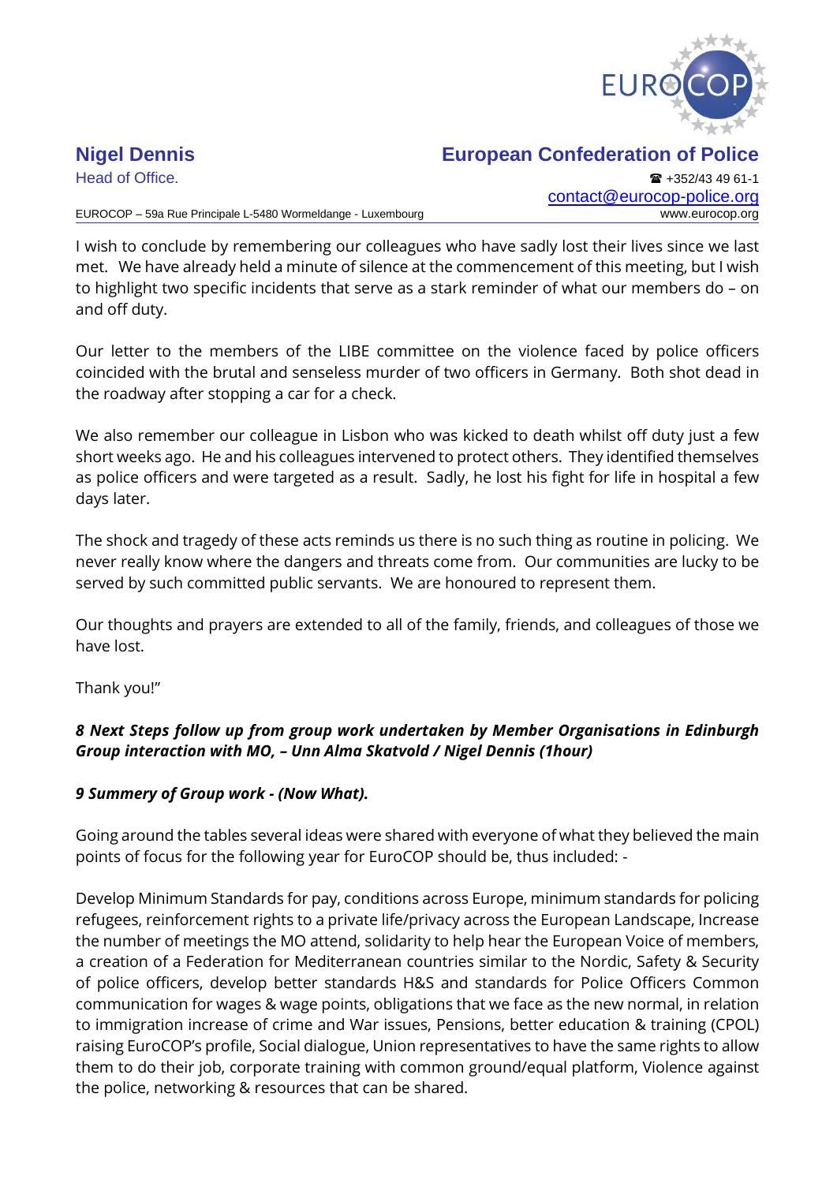I wish to conclude by remembering our colleagues who have sadly lost their lives since we last met. We have already held a minute of silence at the commencement of this meeting, but I wish to highlight two specific incidents that serve as a stark reminder of what our members do – on and off duty.

Our letter to the members of the LIBE committee on the violence faced by police officers coincided with the brutal and senseless murder of two officers in Germany. Both shot dead in the roadway after stopping a car for a check.

We also remember our colleague in Lisbon who was kicked to death whilst off duty just a few short weeks ago. He and his colleagues intervened to protect others. They identified themselves as police officers and were targeted as a result. Sadly, he lost his fight for life in hospital a few days later.

The shock and tragedy of these acts reminds us there is no such thing as routine in policing. We never really know where the dangers and threats come from. Our communities are lucky to be served by such committed public servants. We are honoured to represent them.

Our thoughts and prayers are extended to all of the family, friends, and colleagues of those we have lost.

Thank you!"

***8 Next Steps follow up from group work undertaken by Member Organisations in Edinburgh Group interaction with MO, – Unn Alma Skatvold / Nigel Dennis (1hour)***

***9 Summery of Group work - (Now What).***

Going around the tables several ideas were shared with everyone of what they believed the main points of focus for the following year for EuroCOP should be, thus included: -

Develop Minimum Standards for pay, conditions across Europe, minimum standards for policing refugees, reinforcement rights to a private life/privacy across the European Landscape, Increase the number of meetings the MO attend, solidarity to help hear the European Voice of members, a creation of a Federation for Mediterranean countries similar to the Nordic, Safety & Security of police officers, develop better standards H&S and standards for Police Officers Common communication for wages & wage points, obligations that we face as the new normal, in relation to immigration increase of crime and War issues, Pensions, better education & training (CPOL) raising EuroCOP's profile, Social dialogue, Union representatives to have the same rights to allow them to do their job, corporate training with common ground/equal platform, Violence against the police, networking & resources that can be shared.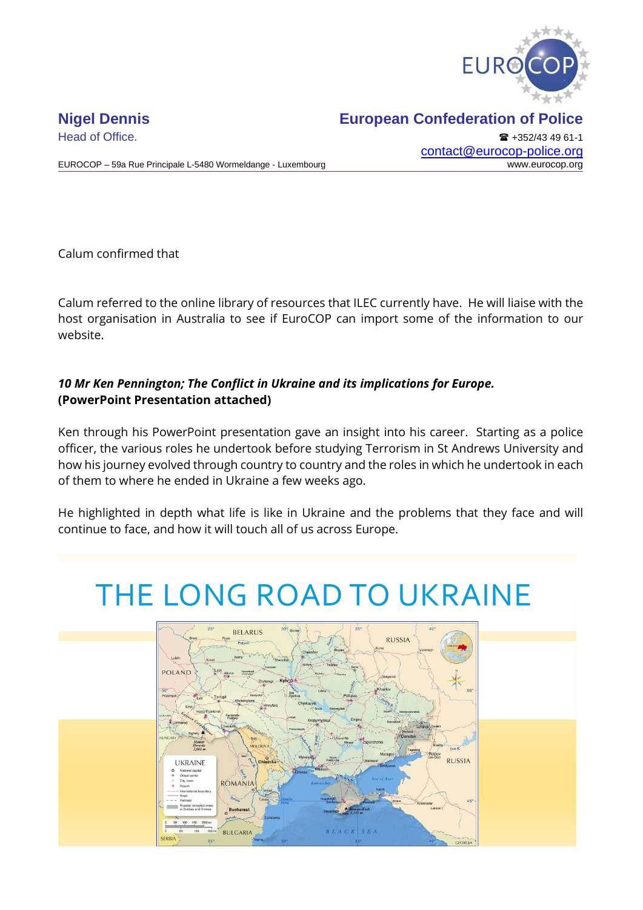Calum confirmed that

Calum referred to the online library of resources that ILEC currently have. He will liaise with the host organisation in Australia to see if EuroCOP can import some of the information to our website.

***10 Mr Ken Pennington; The Conflict in Ukraine and its implications for Europe.***
**(PowerPoint Presentation attached)**

Ken through his PowerPoint presentation gave an insight into his career. Starting as a police officer, the various roles he undertook before studying Terrorism in St Andrews University and how his journey evolved through country to country and the roles in which he undertook in each of them to where he ended in Ukraine a few weeks ago.

He highlighted in depth what life is like in Ukraine and the problems that they face and will continue to face, and how it will touch all of us across Europe.

THE LONG ROAD TO UKRAINE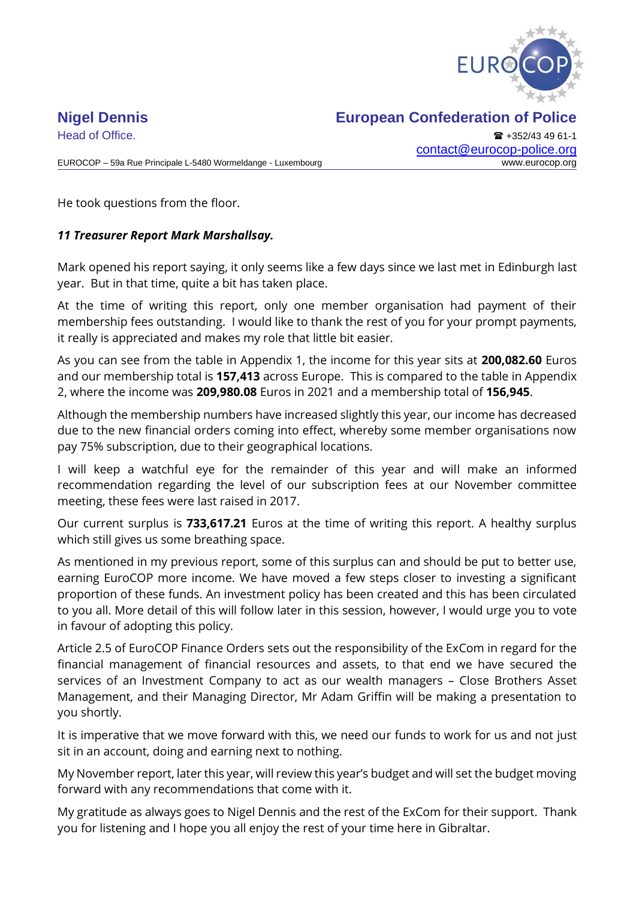He took questions from the floor.

***11 Treasurer Report Mark Marshallsay.***

Mark opened his report saying, it only seems like a few days since we last met in Edinburgh last year. But in that time, quite a bit has taken place.

At the time of writing this report, only one member organisation had payment of their membership fees outstanding. I would like to thank the rest of you for your prompt payments, it really is appreciated and makes my role that little bit easier.

As you can see from the table in Appendix 1, the income for this year sits at **200,082.60** Euros and our membership total is **157,413** across Europe. This is compared to the table in Appendix 2, where the income was **209,980.08** Euros in 2021 and a membership total of **156,945**.

Although the membership numbers have increased slightly this year, our income has decreased due to the new financial orders coming into effect, whereby some member organisations now pay 75% subscription, due to their geographical locations.

I will keep a watchful eye for the remainder of this year and will make an informed recommendation regarding the level of our subscription fees at our November committee meeting, these fees were last raised in 2017.

Our current surplus is **733,617.21** Euros at the time of writing this report. A healthy surplus which still gives us some breathing space.

As mentioned in my previous report, some of this surplus can and should be put to better use, earning EuroCOP more income. We have moved a few steps closer to investing a significant proportion of these funds. An investment policy has been created and this has been circulated to you all. More detail of this will follow later in this session, however, I would urge you to vote in favour of adopting this policy.

Article 2.5 of EuroCOP Finance Orders sets out the responsibility of the ExCom in regard for the financial management of financial resources and assets, to that end we have secured the services of an Investment Company to act as our wealth managers – Close Brothers Asset Management, and their Managing Director, Mr Adam Griffin will be making a presentation to you shortly.

It is imperative that we move forward with this, we need our funds to work for us and not just sit in an account, doing and earning next to nothing.

My November report, later this year, will review this year's budget and will set the budget moving forward with any recommendations that come with it.

My gratitude as always goes to Nigel Dennis and the rest of the ExCom for their support. Thank you for listening and I hope you all enjoy the rest of your time here in Gibraltar.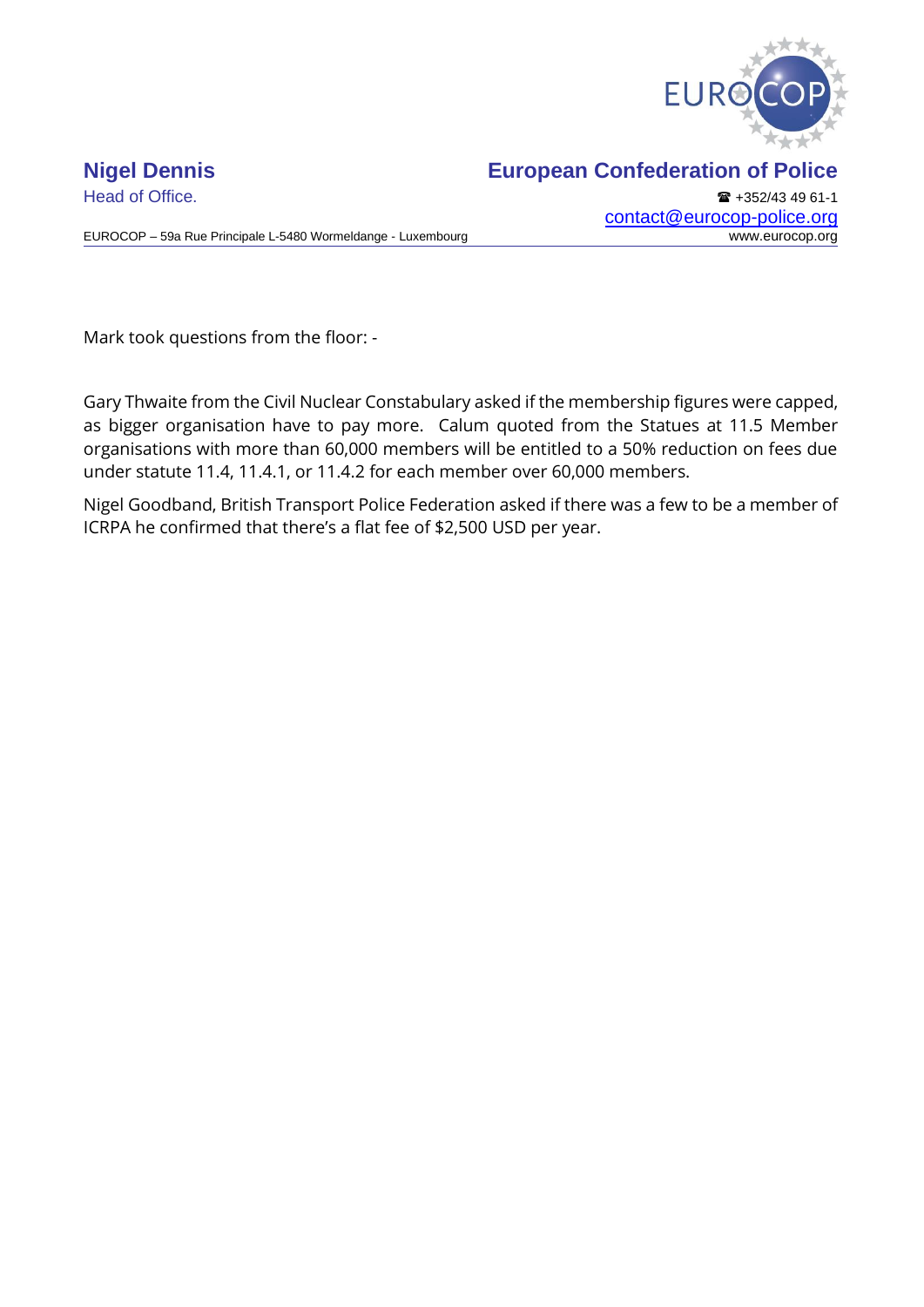Mark took questions from the floor: -

Gary Thwaite from the Civil Nuclear Constabulary asked if the membership figures were capped, as bigger organisation have to pay more. Calum quoted from the Statues at 11.5 Member organisations with more than 60,000 members will be entitled to a 50% reduction on fees due under statute 11.4, 11.4.1, or 11.4.2 for each member over 60,000 members.

Nigel Goodband, British Transport Police Federation asked if there was a few to be a member of ICRPA he confirmed that there's a flat fee of $2,500 USD per year.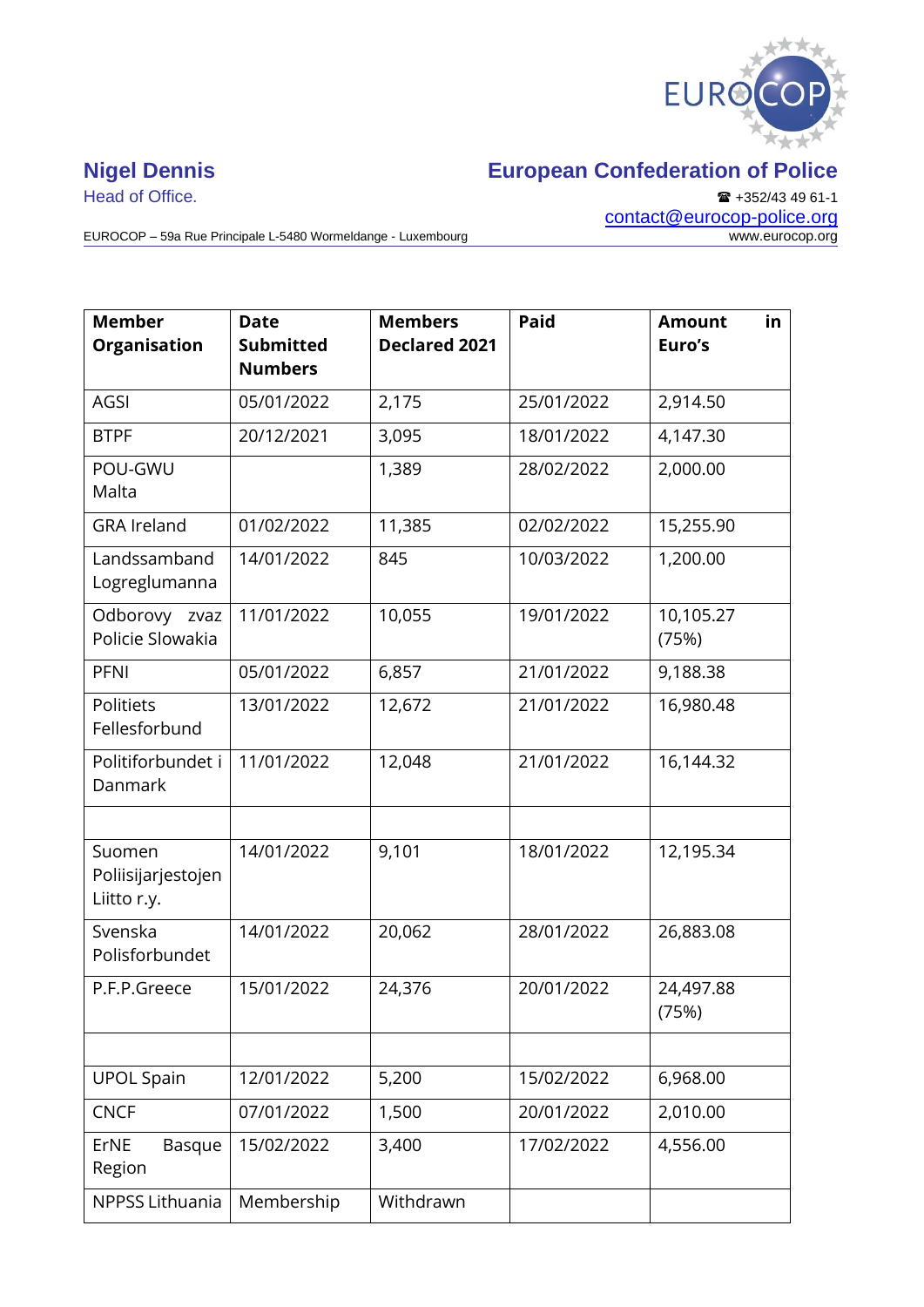**Nigel Dennis**
Head of Office.

**European Confederation of Police**

☎ +352/43 49 61-1
contact@eurocop-police.org
www.eurocop.org

EUROCOP – 59a Rue Principale L-5480 Wormeldange - Luxembourg

| Member Organisation | Date Submitted Numbers | Members Declared 2021 | Paid | Amount in Euro's |
|---|---|---|---|---|
| AGSI | 05/01/2022 | 2,175 | 25/01/2022 | 2,914.50 |
| BTPF | 20/12/2021 | 3,095 | 18/01/2022 | 4,147.30 |
| POU-GWU Malta | | 1,389 | 28/02/2022 | 2,000.00 |
| GRA Ireland | 01/02/2022 | 11,385 | 02/02/2022 | 15,255.90 |
| Landssamband Logreglumanna | 14/01/2022 | 845 | 10/03/2022 | 1,200.00 |
| Odborovy zvaz Policie Slowakia | 11/01/2022 | 10,055 | 19/01/2022 | 10,105.27 (75%) |
| PFNI | 05/01/2022 | 6,857 | 21/01/2022 | 9,188.38 |
| Politiets Fellesforbund | 13/01/2022 | 12,672 | 21/01/2022 | 16,980.48 |
| Politiforbundet i Danmark | 11/01/2022 | 12,048 | 21/01/2022 | 16,144.32 |
| | | | | |
| Suomen Poliisijarjestojen Liitto r.y. | 14/01/2022 | 9,101 | 18/01/2022 | 12,195.34 |
| Svenska Polisforbundet | 14/01/2022 | 20,062 | 28/01/2022 | 26,883.08 |
| P.F.P.Greece | 15/01/2022 | 24,376 | 20/01/2022 | 24,497.88 (75%) |
| | | | | |
| UPOL Spain | 12/01/2022 | 5,200 | 15/02/2022 | 6,968.00 |
| CNCF | 07/01/2022 | 1,500 | 20/01/2022 | 2,010.00 |
| ErNE Basque Region | 15/02/2022 | 3,400 | 17/02/2022 | 4,556.00 |
| NPPSS Lithuania | Membership | Withdrawn | | |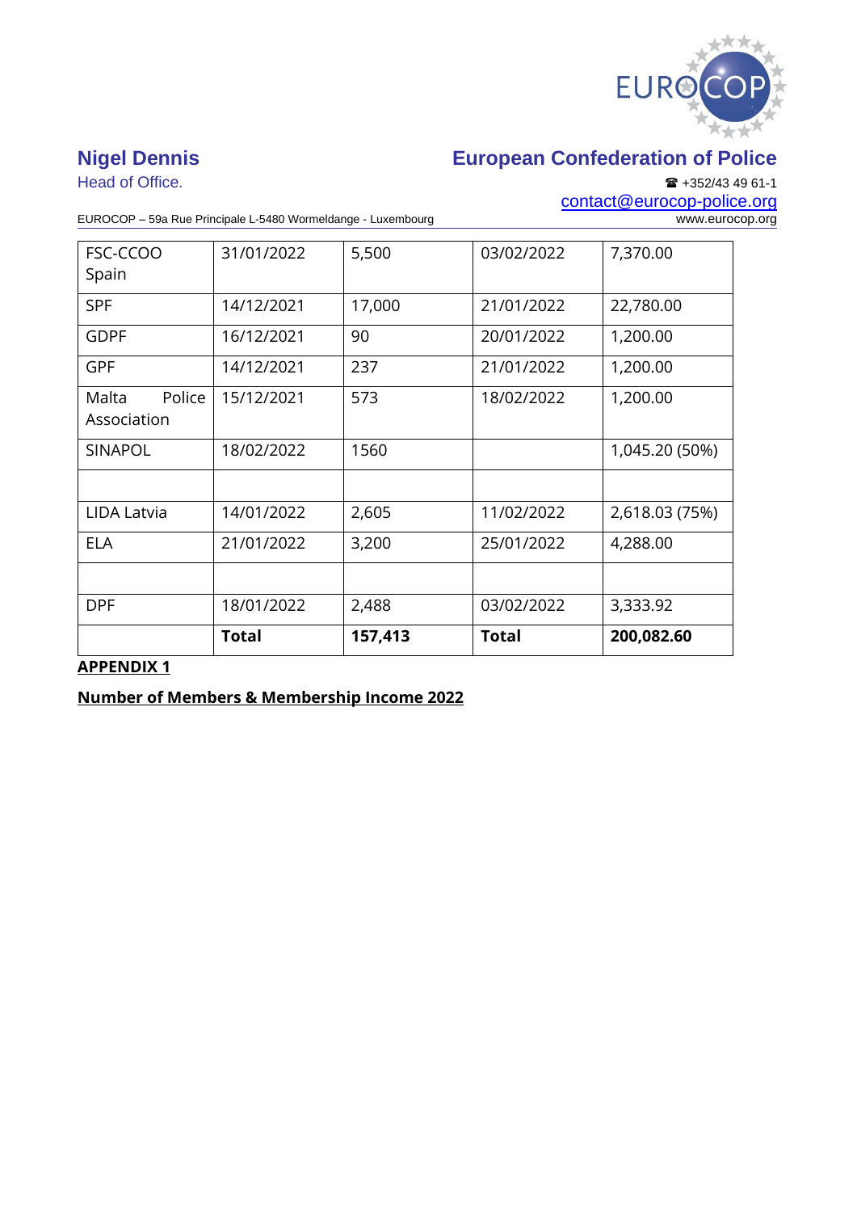| FSC-CCOO Spain | 31/01/2022 | 5,500 | 03/02/2022 | 7,370.00 |
|---|---|---|---|---|
| SPF | 14/12/2021 | 17,000 | 21/01/2022 | 22,780.00 |
| GDPF | 16/12/2021 | 90 | 20/01/2022 | 1,200.00 |
| GPF | 14/12/2021 | 237 | 21/01/2022 | 1,200.00 |
| Malta Police Association | 15/12/2021 | 573 | 18/02/2022 | 1,200.00 |
| SINAPOL | 18/02/2022 | 1560 | | 1,045.20 (50%) |
| | | | | |
| LIDA Latvia | 14/01/2022 | 2,605 | 11/02/2022 | 2,618.03 (75%) |
| ELA | 21/01/2022 | 3,200 | 25/01/2022 | 4,288.00 |
| | | | | |
| DPF | 18/01/2022 | 2,488 | 03/02/2022 | 3,333.92 |
| | **Total** | **157,413** | **Total** | **200,082.60** |

**APPENDIX 1**

**Number of Members & Membership Income 2022**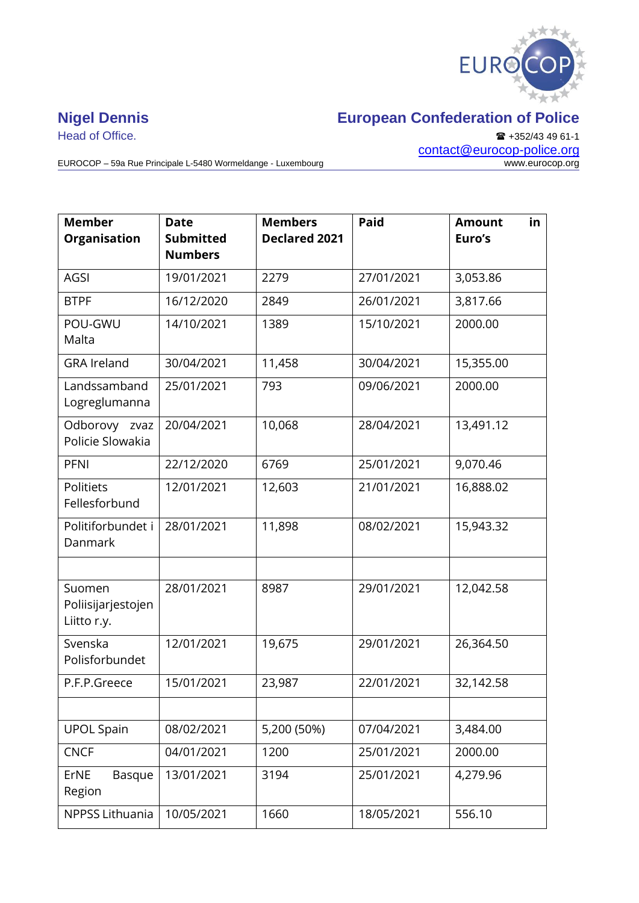**Nigel Dennis**
Head of Office.

**European Confederation of Police**
☎ +352/43 49 61-1
contact@eurocop-police.org
www.eurocop.org

EUROCOP – 59a Rue Principale L-5480 Wormeldange - Luxembourg

| Member Organisation | Date Submitted Numbers | Members Declared 2021 | Paid | Amount in Euro's |
|---|---|---|---|---|
| AGSI | 19/01/2021 | 2279 | 27/01/2021 | 3,053.86 |
| BTPF | 16/12/2020 | 2849 | 26/01/2021 | 3,817.66 |
| POU-GWU Malta | 14/10/2021 | 1389 | 15/10/2021 | 2000.00 |
| GRA Ireland | 30/04/2021 | 11,458 | 30/04/2021 | 15,355.00 |
| Landssamband Logreglumanna | 25/01/2021 | 793 | 09/06/2021 | 2000.00 |
| Odborovy zvaz Policie Slowakia | 20/04/2021 | 10,068 | 28/04/2021 | 13,491.12 |
| PFNI | 22/12/2020 | 6769 | 25/01/2021 | 9,070.46 |
| Politiets Fellesforbund | 12/01/2021 | 12,603 | 21/01/2021 | 16,888.02 |
| Politiforbundet i Danmark | 28/01/2021 | 11,898 | 08/02/2021 | 15,943.32 |
| | | | | |
| Suomen Poliisijarjestojen Liitto r.y. | 28/01/2021 | 8987 | 29/01/2021 | 12,042.58 |
| Svenska Polisforbundet | 12/01/2021 | 19,675 | 29/01/2021 | 26,364.50 |
| P.F.P.Greece | 15/01/2021 | 23,987 | 22/01/2021 | 32,142.58 |
| | | | | |
| UPOL Spain | 08/02/2021 | 5,200 (50%) | 07/04/2021 | 3,484.00 |
| CNCF | 04/01/2021 | 1200 | 25/01/2021 | 2000.00 |
| ErNE Basque Region | 13/01/2021 | 3194 | 25/01/2021 | 4,279.96 |
| NPPSS Lithuania | 10/05/2021 | 1660 | 18/05/2021 | 556.10 |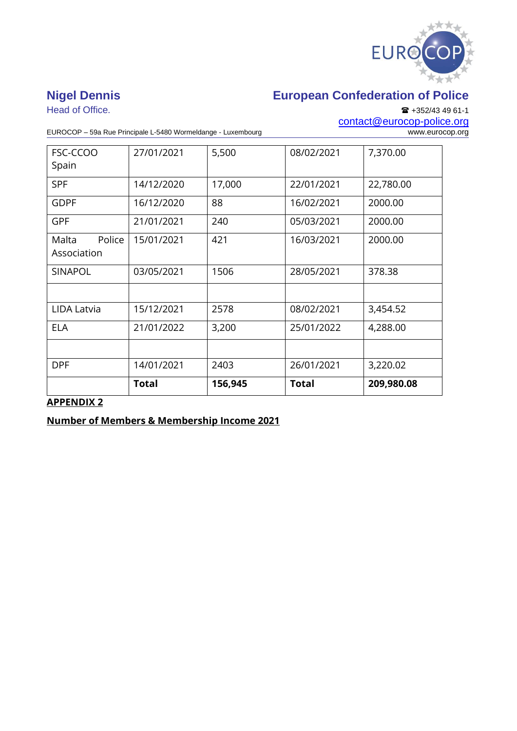| | | | | |
|---|---|---|---|---|
| FSC-CCOO Spain | 27/01/2021 | 5,500 | 08/02/2021 | 7,370.00 |
| SPF | 14/12/2020 | 17,000 | 22/01/2021 | 22,780.00 |
| GDPF | 16/12/2020 | 88 | 16/02/2021 | 2000.00 |
| GPF | 21/01/2021 | 240 | 05/03/2021 | 2000.00 |
| Malta Police Association | 15/01/2021 | 421 | 16/03/2021 | 2000.00 |
| SINAPOL | 03/05/2021 | 1506 | 28/05/2021 | 378.38 |
| | | | | |
| LIDA Latvia | 15/12/2021 | 2578 | 08/02/2021 | 3,454.52 |
| ELA | 21/01/2022 | 3,200 | 25/01/2022 | 4,288.00 |
| | | | | |
| DPF | 14/01/2021 | 2403 | 26/01/2021 | 3,220.02 |
| | **Total** | **156,945** | **Total** | **209,980.08** |

**APPENDIX 2**

**Number of Members & Membership Income 2021**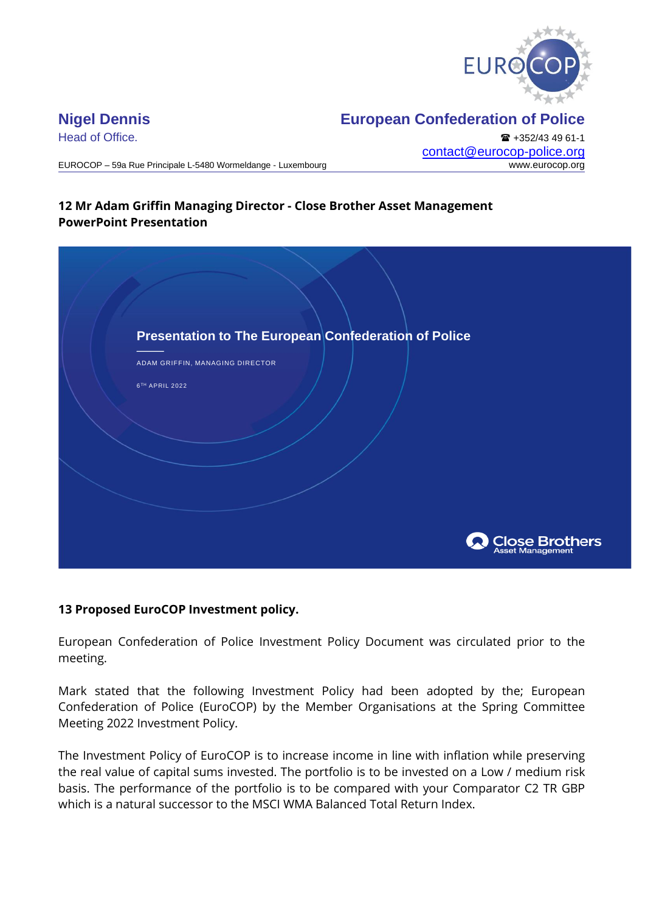**Nigel Dennis**
Head of Office.

**European Confederation of Police**
☎ +352/43 49 61-1
contact@eurocop-police.org
www.eurocop.org

EUROCOP – 59a Rue Principale L-5480 Wormeldange - Luxembourg

**12 Mr Adam Griffin Managing Director - Close Brother Asset Management PowerPoint Presentation**

**Presentation to The European Confederation of Police**

ADAM GRIFFIN, MANAGING DIRECTOR

6TH APRIL 2022

Close Brothers Asset Management

**13 Proposed EuroCOP Investment policy.**

European Confederation of Police Investment Policy Document was circulated prior to the meeting.

Mark stated that the following Investment Policy had been adopted by the; European Confederation of Police (EuroCOP) by the Member Organisations at the Spring Committee Meeting 2022 Investment Policy.

The Investment Policy of EuroCOP is to increase income in line with inflation while preserving the real value of capital sums invested. The portfolio is to be invested on a Low / medium risk basis. The performance of the portfolio is to be compared with your Comparator C2 TR GBP which is a natural successor to the MSCI WMA Balanced Total Return Index.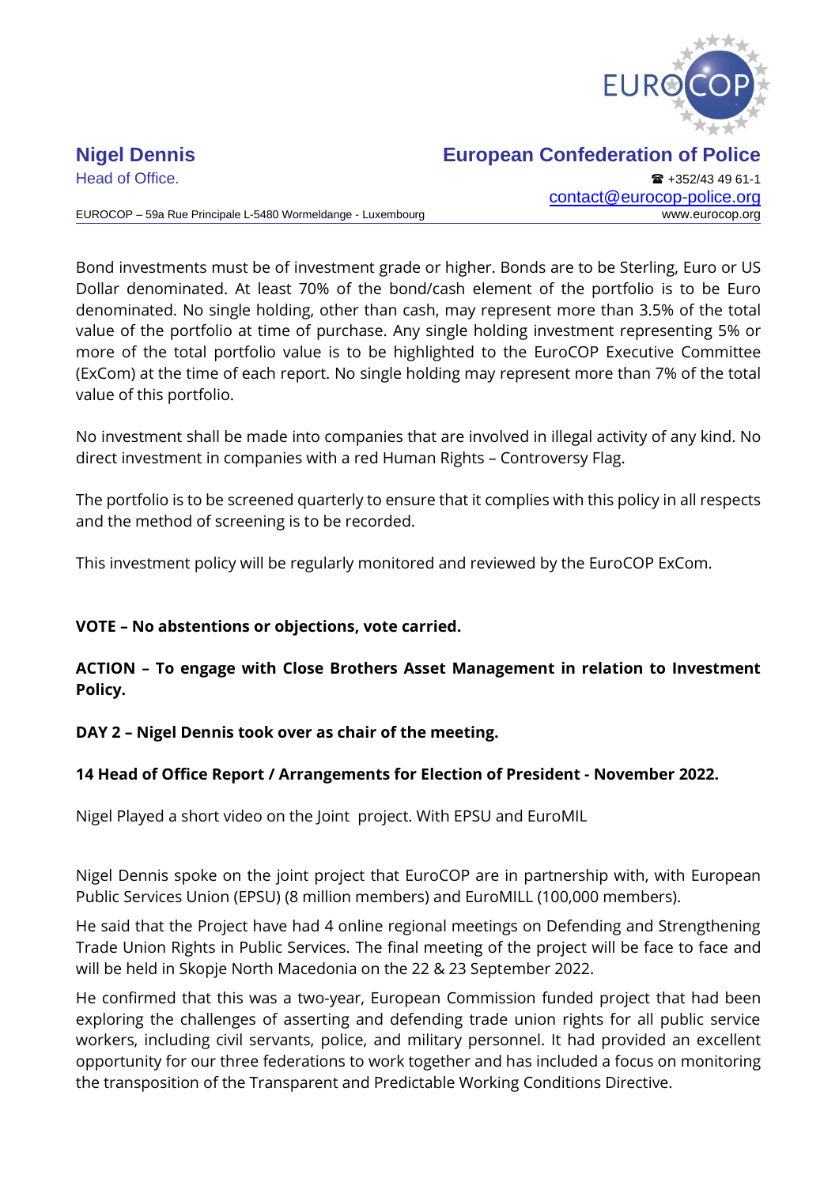Bond investments must be of investment grade or higher. Bonds are to be Sterling, Euro or US Dollar denominated. At least 70% of the bond/cash element of the portfolio is to be Euro denominated. No single holding, other than cash, may represent more than 3.5% of the total value of the portfolio at time of purchase. Any single holding investment representing 5% or more of the total portfolio value is to be highlighted to the EuroCOP Executive Committee (ExCom) at the time of each report. No single holding may represent more than 7% of the total value of this portfolio.

No investment shall be made into companies that are involved in illegal activity of any kind. No direct investment in companies with a red Human Rights – Controversy Flag.

The portfolio is to be screened quarterly to ensure that it complies with this policy in all respects and the method of screening is to be recorded.

This investment policy will be regularly monitored and reviewed by the EuroCOP ExCom.

**VOTE – No abstentions or objections, vote carried.**

**ACTION – To engage with Close Brothers Asset Management in relation to Investment Policy.**

**DAY 2 – Nigel Dennis took over as chair of the meeting.**

**14 Head of Office Report / Arrangements for Election of President - November 2022.**

Nigel Played a short video on the Joint project. With EPSU and EuroMIL

Nigel Dennis spoke on the joint project that EuroCOP are in partnership with, with European Public Services Union (EPSU) (8 million members) and EuroMILL (100,000 members).

He said that the Project have had 4 online regional meetings on Defending and Strengthening Trade Union Rights in Public Services. The final meeting of the project will be face to face and will be held in Skopje North Macedonia on the 22 & 23 September 2022.

He confirmed that this was a two-year, European Commission funded project that had been exploring the challenges of asserting and defending trade union rights for all public service workers, including civil servants, police, and military personnel. It had provided an excellent opportunity for our three federations to work together and has included a focus on monitoring the transposition of the Transparent and Predictable Working Conditions Directive.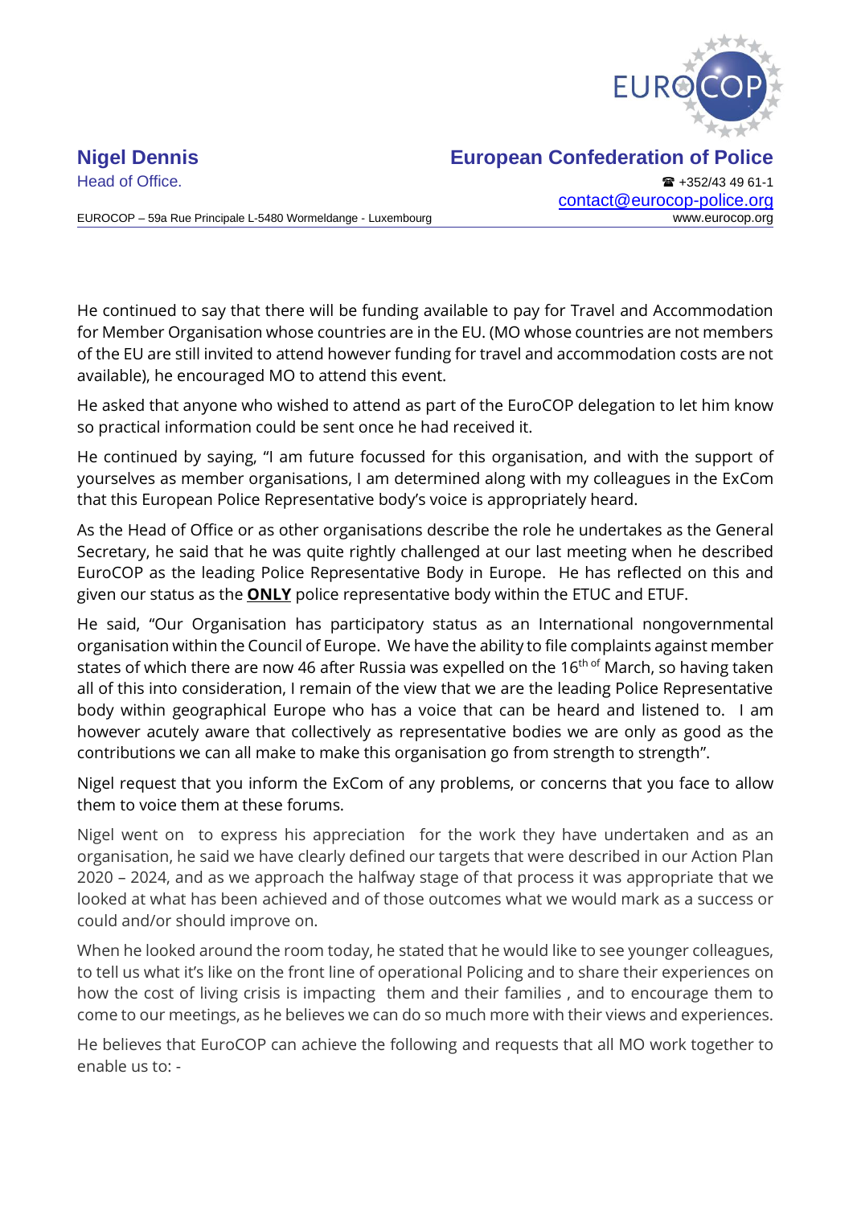He continued to say that there will be funding available to pay for Travel and Accommodation for Member Organisation whose countries are in the EU. (MO whose countries are not members of the EU are still invited to attend however funding for travel and accommodation costs are not available), he encouraged MO to attend this event.

He asked that anyone who wished to attend as part of the EuroCOP delegation to let him know so practical information could be sent once he had received it.

He continued by saying, "I am future focussed for this organisation, and with the support of yourselves as member organisations, I am determined along with my colleagues in the ExCom that this European Police Representative body's voice is appropriately heard.

As the Head of Office or as other organisations describe the role he undertakes as the General Secretary, he said that he was quite rightly challenged at our last meeting when he described EuroCOP as the leading Police Representative Body in Europe. He has reflected on this and given our status as the ***ONLY*** police representative body within the ETUC and ETUF.

He said, "Our Organisation has participatory status as an International nongovernmental organisation within the Council of Europe. We have the ability to file complaints against member states of which there are now 46 after Russia was expelled on the 16th of March, so having taken all of this into consideration, I remain of the view that we are the leading Police Representative body within geographical Europe who has a voice that can be heard and listened to. I am however acutely aware that collectively as representative bodies we are only as good as the contributions we can all make to make this organisation go from strength to strength".

Nigel request that you inform the ExCom of any problems, or concerns that you face to allow them to voice them at these forums.

Nigel went on to express his appreciation for the work they have undertaken and as an organisation, he said we have clearly defined our targets that were described in our Action Plan 2020 – 2024, and as we approach the halfway stage of that process it was appropriate that we looked at what has been achieved and of those outcomes what we would mark as a success or could and/or should improve on.

When he looked around the room today, he stated that he would like to see younger colleagues, to tell us what it's like on the front line of operational Policing and to share their experiences on how the cost of living crisis is impacting them and their families , and to encourage them to come to our meetings, as he believes we can do so much more with their views and experiences.

He believes that EuroCOP can achieve the following and requests that all MO work together to enable us to: -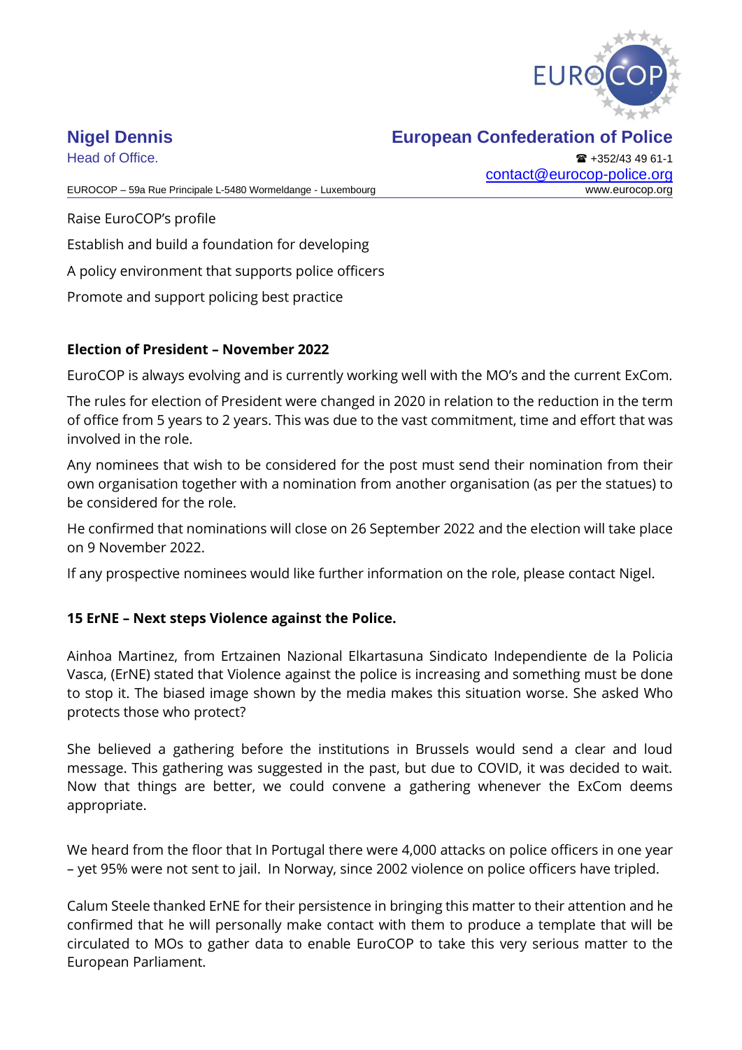Raise EuroCOP's profile

Establish and build a foundation for developing

A policy environment that supports police officers

Promote and support policing best practice

**Election of President – November 2022**

EuroCOP is always evolving and is currently working well with the MO's and the current ExCom.

The rules for election of President were changed in 2020 in relation to the reduction in the term of office from 5 years to 2 years. This was due to the vast commitment, time and effort that was involved in the role.

Any nominees that wish to be considered for the post must send their nomination from their own organisation together with a nomination from another organisation (as per the statues) to be considered for the role.

He confirmed that nominations will close on 26 September 2022 and the election will take place on 9 November 2022.

If any prospective nominees would like further information on the role, please contact Nigel.

**15 ErNE – Next steps Violence against the Police.**

Ainhoa Martinez, from Ertzainen Nazional Elkartasuna Sindicato Independiente de la Policia Vasca, (ErNE) stated that Violence against the police is increasing and something must be done to stop it. The biased image shown by the media makes this situation worse. She asked Who protects those who protect?

She believed a gathering before the institutions in Brussels would send a clear and loud message. This gathering was suggested in the past, but due to COVID, it was decided to wait. Now that things are better, we could convene a gathering whenever the ExCom deems appropriate.

We heard from the floor that In Portugal there were 4,000 attacks on police officers in one year – yet 95% were not sent to jail. In Norway, since 2002 violence on police officers have tripled.

Calum Steele thanked ErNE for their persistence in bringing this matter to their attention and he confirmed that he will personally make contact with them to produce a template that will be circulated to MOs to gather data to enable EuroCOP to take this very serious matter to the European Parliament.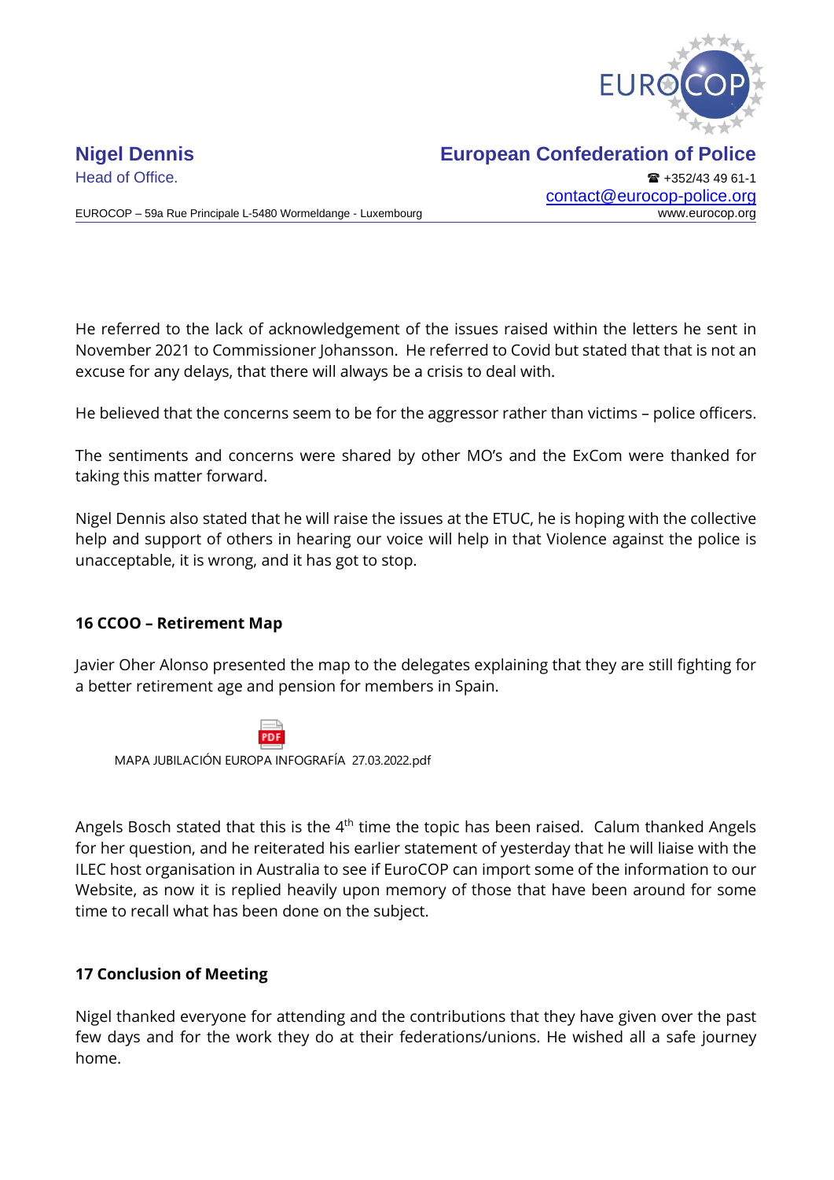He referred to the lack of acknowledgement of the issues raised within the letters he sent in November 2021 to Commissioner Johansson. He referred to Covid but stated that that is not an excuse for any delays, that there will always be a crisis to deal with.

He believed that the concerns seem to be for the aggressor rather than victims – police officers.

The sentiments and concerns were shared by other MO's and the ExCom were thanked for taking this matter forward.

Nigel Dennis also stated that he will raise the issues at the ETUC, he is hoping with the collective help and support of others in hearing our voice will help in that Violence against the police is unacceptable, it is wrong, and it has got to stop.

### 16 CCOO – Retirement Map

Javier Oher Alonso presented the map to the delegates explaining that they are still fighting for a better retirement age and pension for members in Spain.

MAPA JUBILACIÓN EUROPA INFOGRAFÍA 27.03.2022.pdf

Angels Bosch stated that this is the 4th time the topic has been raised. Calum thanked Angels for her question, and he reiterated his earlier statement of yesterday that he will liaise with the ILEC host organisation in Australia to see if EuroCOP can import some of the information to our Website, as now it is replied heavily upon memory of those that have been around for some time to recall what has been done on the subject.

### 17 Conclusion of Meeting

Nigel thanked everyone for attending and the contributions that they have given over the past few days and for the work they do at their federations/unions. He wished all a safe journey home.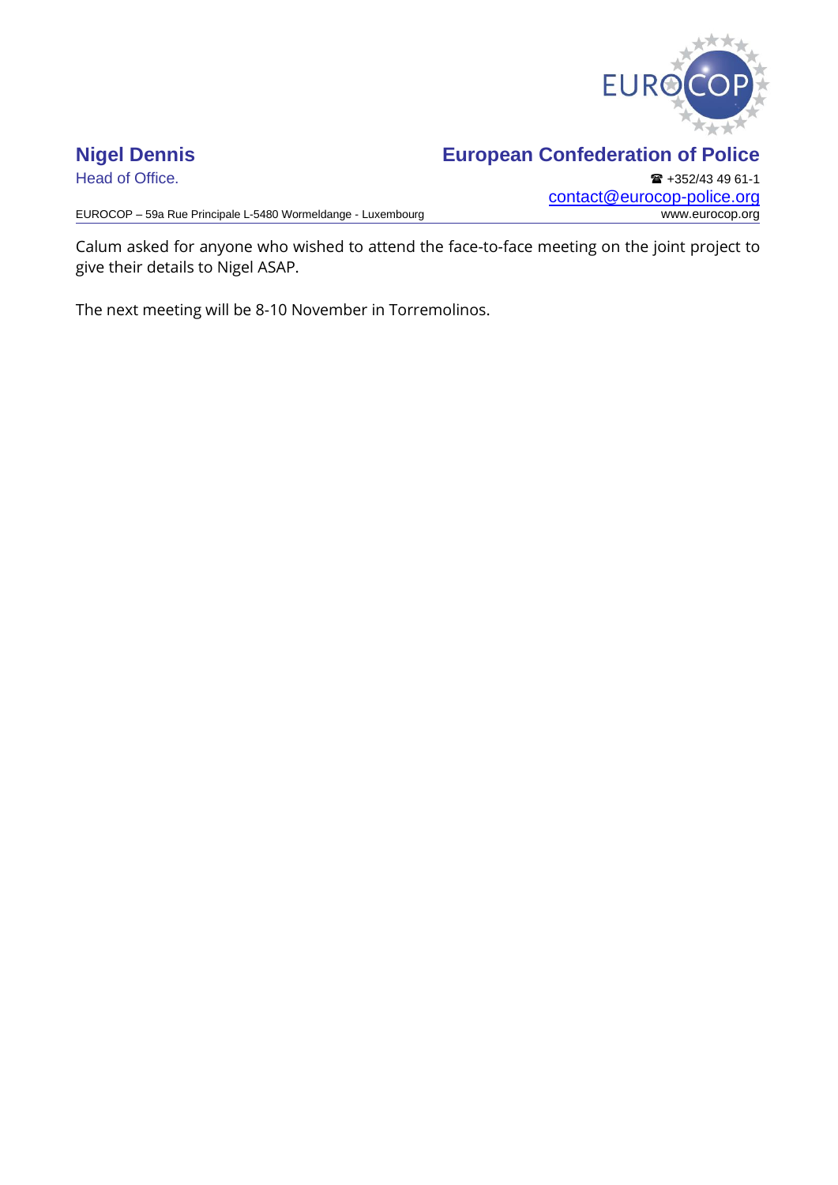Calum asked for anyone who wished to attend the face-to-face meeting on the joint project to give their details to Nigel ASAP.

The next meeting will be 8-10 November in Torremolinos.